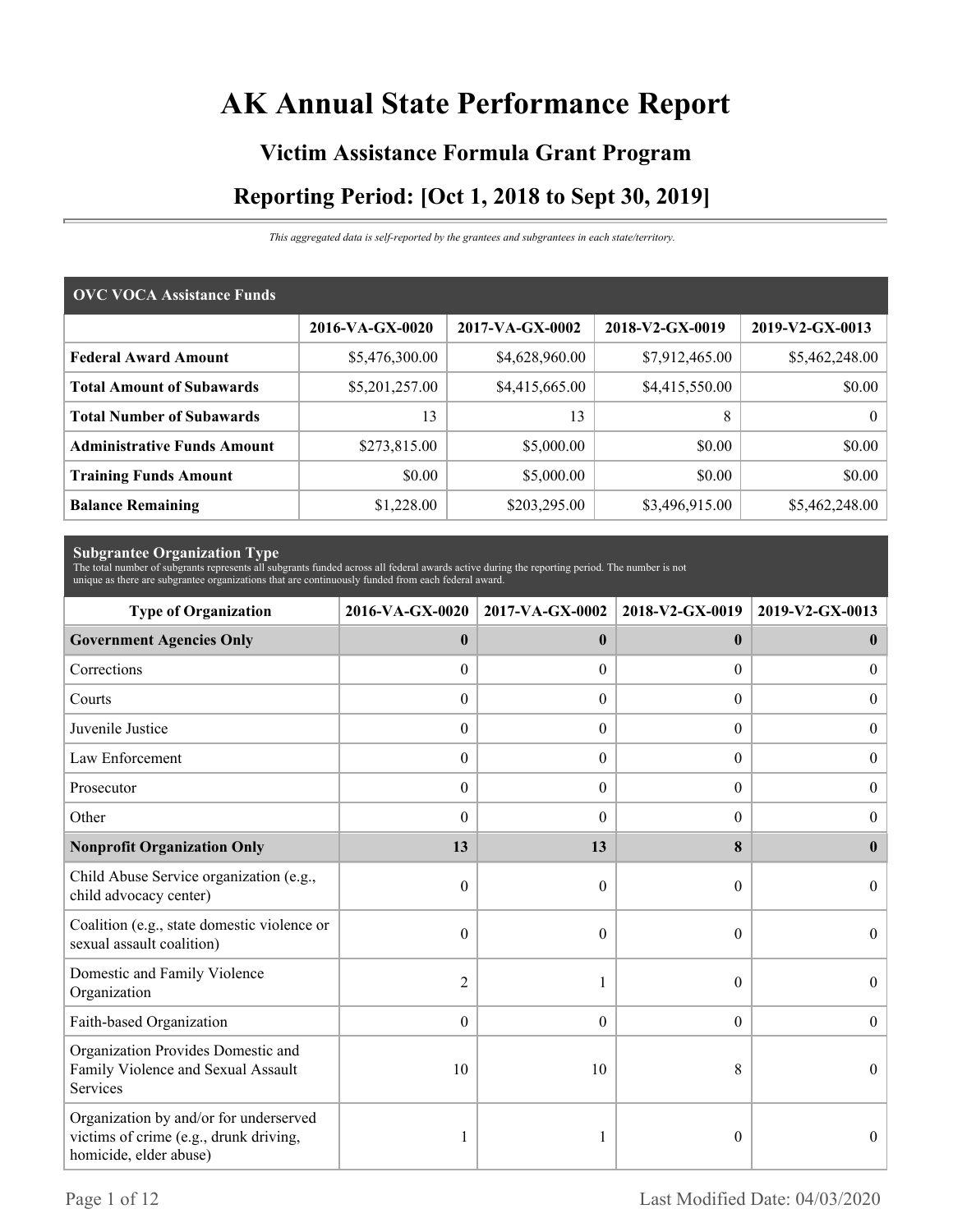# AK Annual State Performance Report

## Victim Assistance Formula Grant Program

## Reporting Period: [Oct 1, 2018 to Sept 30, 2019]

*This aggregated data is self-reported by the grantees and subgrantees in each state/territory.*

| OVC VOCA Assistance Funds | | | | |
|---|---|---|---|---|
| | **2016-VA-GX-0020** | **2017-VA-GX-0002** | **2018-V2-GX-0019** | **2019-V2-GX-0013** |
| **Federal Award Amount** | $5,476,300.00 | $4,628,960.00 | $7,912,465.00 | $5,462,248.00 |
| **Total Amount of Subawards** | $5,201,257.00 | $4,415,665.00 | $4,415,550.00 | $0.00 |
| **Total Number of Subawards** | 13 | 13 | 8 | 0 |
| **Administrative Funds Amount** | $273,815.00 | $5,000.00 | $0.00 | $0.00 |
| **Training Funds Amount** | $0.00 | $5,000.00 | $0.00 | $0.00 |
| **Balance Remaining** | $1,228.00 | $203,295.00 | $3,496,915.00 | $5,462,248.00 |

**Subgrantee Organization Type**

The total number of subgrants represents all subgrants funded across all federal awards active during the reporting period. The number is not unique as there are subgrantee organizations that are continuously funded from each federal award.

| Type of Organization | 2016-VA-GX-0020 | 2017-VA-GX-0002 | 2018-V2-GX-0019 | 2019-V2-GX-0013 |
|---|---|---|---|---|
| **Government Agencies Only** | **0** | **0** | **0** | **0** |
| Corrections | 0 | 0 | 0 | 0 |
| Courts | 0 | 0 | 0 | 0 |
| Juvenile Justice | 0 | 0 | 0 | 0 |
| Law Enforcement | 0 | 0 | 0 | 0 |
| Prosecutor | 0 | 0 | 0 | 0 |
| Other | 0 | 0 | 0 | 0 |
| **Nonprofit Organization Only** | **13** | **13** | **8** | **0** |
| Child Abuse Service organization (e.g., child advocacy center) | 0 | 0 | 0 | 0 |
| Coalition (e.g., state domestic violence or sexual assault coalition) | 0 | 0 | 0 | 0 |
| Domestic and Family Violence Organization | 2 | 1 | 0 | 0 |
| Faith-based Organization | 0 | 0 | 0 | 0 |
| Organization Provides Domestic and Family Violence and Sexual Assault Services | 10 | 10 | 8 | 0 |
| Organization by and/or for underserved victims of crime (e.g., drunk driving, homicide, elder abuse) | 1 | 1 | 0 | 0 |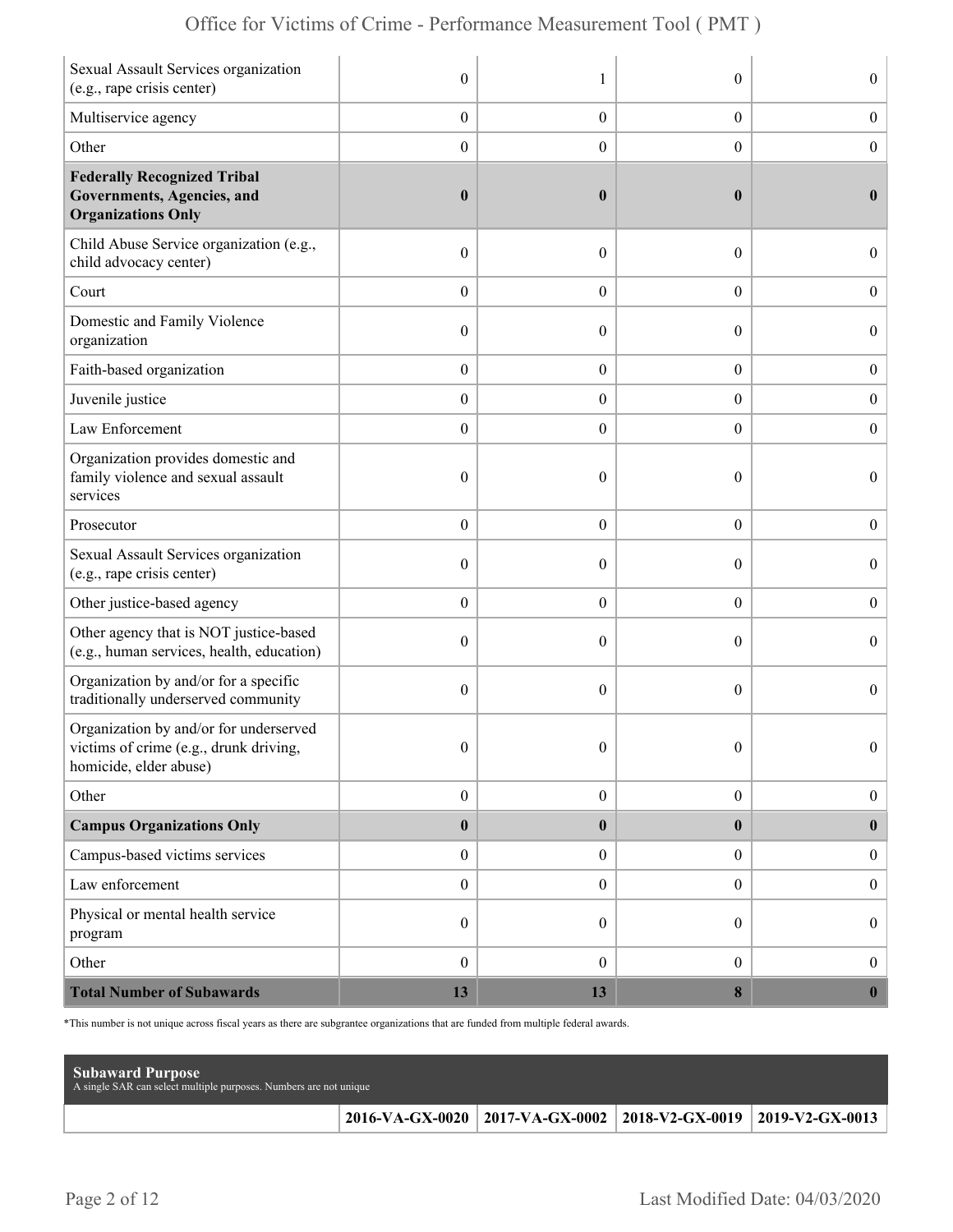| | | | | |
|---|---|---|---|---|
| Sexual Assault Services organization (e.g., rape crisis center) | 0 | 1 | 0 | 0 |
| Multiservice agency | 0 | 0 | 0 | 0 |
| Other | 0 | 0 | 0 | 0 |
| **Federally Recognized Tribal Governments, Agencies, and Organizations Only** | **0** | **0** | **0** | **0** |
| Child Abuse Service organization (e.g., child advocacy center) | 0 | 0 | 0 | 0 |
| Court | 0 | 0 | 0 | 0 |
| Domestic and Family Violence organization | 0 | 0 | 0 | 0 |
| Faith-based organization | 0 | 0 | 0 | 0 |
| Juvenile justice | 0 | 0 | 0 | 0 |
| Law Enforcement | 0 | 0 | 0 | 0 |
| Organization provides domestic and family violence and sexual assault services | 0 | 0 | 0 | 0 |
| Prosecutor | 0 | 0 | 0 | 0 |
| Sexual Assault Services organization (e.g., rape crisis center) | 0 | 0 | 0 | 0 |
| Other justice-based agency | 0 | 0 | 0 | 0 |
| Other agency that is NOT justice-based (e.g., human services, health, education) | 0 | 0 | 0 | 0 |
| Organization by and/or for a specific traditionally underserved community | 0 | 0 | 0 | 0 |
| Organization by and/or for underserved victims of crime (e.g., drunk driving, homicide, elder abuse) | 0 | 0 | 0 | 0 |
| Other | 0 | 0 | 0 | 0 |
| **Campus Organizations Only** | **0** | **0** | **0** | **0** |
| Campus-based victims services | 0 | 0 | 0 | 0 |
| Law enforcement | 0 | 0 | 0 | 0 |
| Physical or mental health service program | 0 | 0 | 0 | 0 |
| Other | 0 | 0 | 0 | 0 |
| **Total Number of Subawards** | **13** | **13** | **8** | **0** |

*This number is not unique across fiscal years as there are subgrantee organizations that are funded from multiple federal awards.

**Subaward Purpose**
A single SAR can select multiple purposes. Numbers are not unique

| | 2016-VA-GX-0020 | 2017-VA-GX-0002 | 2018-V2-GX-0019 | 2019-V2-GX-0013 |
|---|---|---|---|---|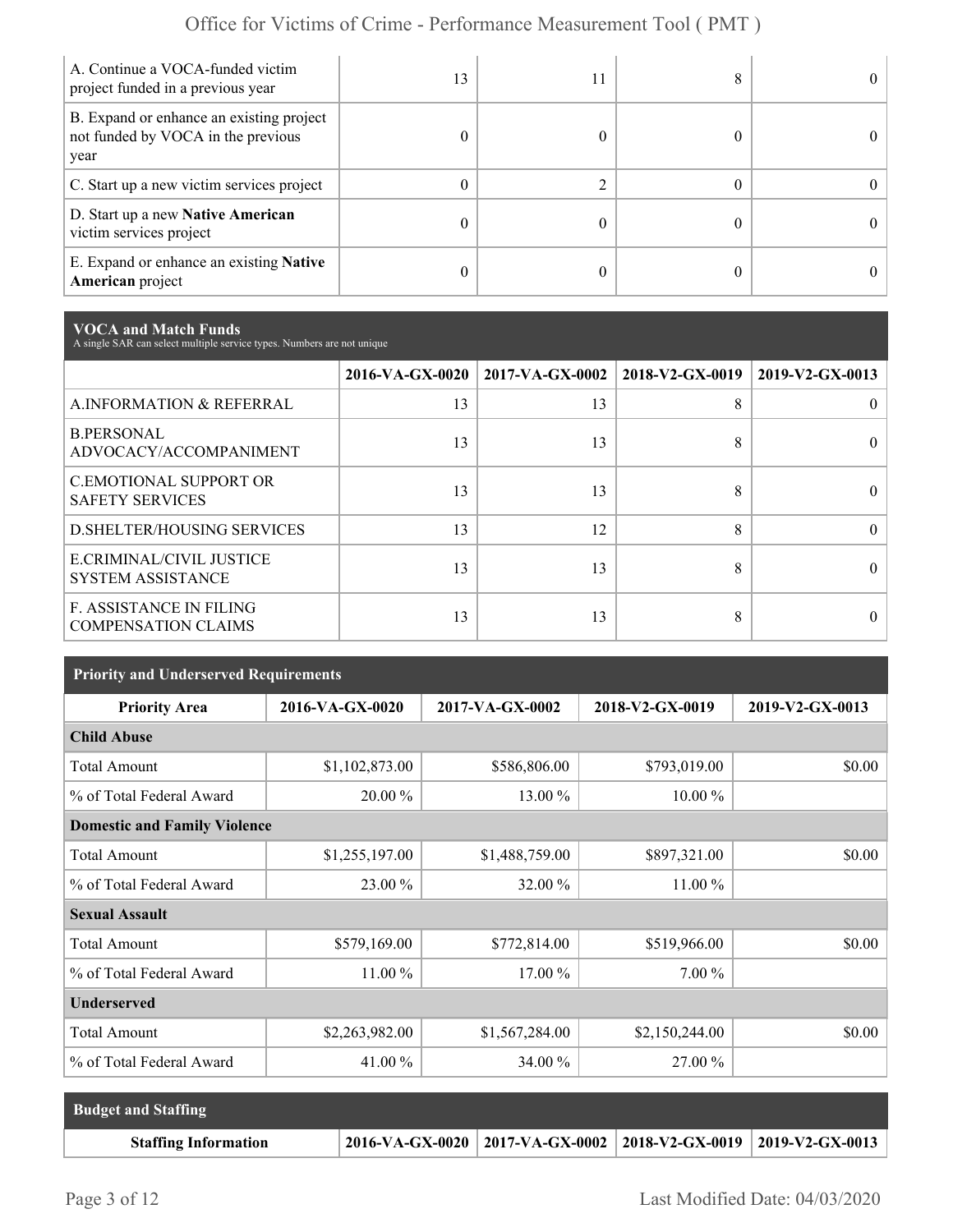| | | | | |
|---|---|---|---|---|
| A. Continue a VOCA-funded victim project funded in a previous year | 13 | 11 | 8 | 0 |
| B. Expand or enhance an existing project not funded by VOCA in the previous year | 0 | 0 | 0 | 0 |
| C. Start up a new victim services project | 0 | 2 | 0 | 0 |
| D. Start up a new **Native American** victim services project | 0 | 0 | 0 | 0 |
| E. Expand or enhance an existing **Native American** project | 0 | 0 | 0 | 0 |

## VOCA and Match Funds

A single SAR can select multiple service types. Numbers are not unique

| | 2016-VA-GX-0020 | 2017-VA-GX-0002 | 2018-V2-GX-0019 | 2019-V2-GX-0013 |
|---|---|---|---|---|
| A.INFORMATION & REFERRAL | 13 | 13 | 8 | 0 |
| B.PERSONAL ADVOCACY/ACCOMPANIMENT | 13 | 13 | 8 | 0 |
| C.EMOTIONAL SUPPORT OR SAFETY SERVICES | 13 | 13 | 8 | 0 |
| D.SHELTER/HOUSING SERVICES | 13 | 12 | 8 | 0 |
| E.CRIMINAL/CIVIL JUSTICE SYSTEM ASSISTANCE | 13 | 13 | 8 | 0 |
| F. ASSISTANCE IN FILING COMPENSATION CLAIMS | 13 | 13 | 8 | 0 |

## Priority and Underserved Requirements

| Priority Area | 2016-VA-GX-0020 | 2017-VA-GX-0002 | 2018-V2-GX-0019 | 2019-V2-GX-0013 |
|---|---|---|---|---|
| **Child Abuse** | | | | |
| Total Amount | $1,102,873.00 | $586,806.00 | $793,019.00 | $0.00 |
| % of Total Federal Award | 20.00 % | 13.00 % | 10.00 % | |
| **Domestic and Family Violence** | | | | |
| Total Amount | $1,255,197.00 | $1,488,759.00 | $897,321.00 | $0.00 |
| % of Total Federal Award | 23.00 % | 32.00 % | 11.00 % | |
| **Sexual Assault** | | | | |
| Total Amount | $579,169.00 | $772,814.00 | $519,966.00 | $0.00 |
| % of Total Federal Award | 11.00 % | 17.00 % | 7.00 % | |
| **Underserved** | | | | |
| Total Amount | $2,263,982.00 | $1,567,284.00 | $2,150,244.00 | $0.00 |
| % of Total Federal Award | 41.00 % | 34.00 % | 27.00 % | |

## Budget and Staffing

| Staffing Information | 2016-VA-GX-0020 | 2017-VA-GX-0002 | 2018-V2-GX-0019 | 2019-V2-GX-0013 |
|---|---|---|---|---|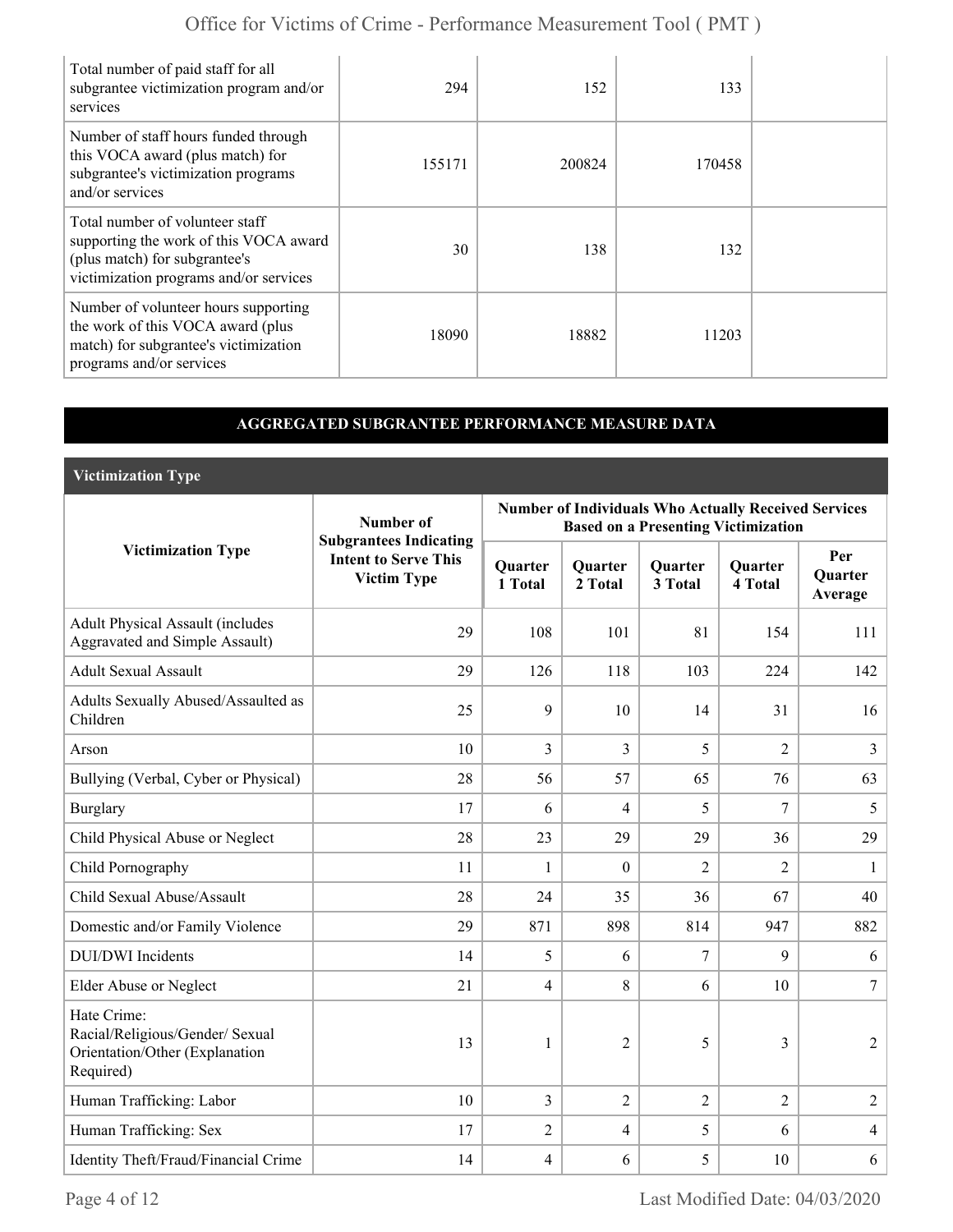| | | | | |
|---|---|---|---|---|
| Total number of paid staff for all subgrantee victimization program and/or services | 294 | 152 | 133 | |
| Number of staff hours funded through this VOCA award (plus match) for subgrantee's victimization programs and/or services | 155171 | 200824 | 170458 | |
| Total number of volunteer staff supporting the work of this VOCA award (plus match) for subgrantee's victimization programs and/or services | 30 | 138 | 132 | |
| Number of volunteer hours supporting the work of this VOCA award (plus match) for subgrantee's victimization programs and/or services | 18090 | 18882 | 11203 | |

## AGGREGATED SUBGRANTEE PERFORMANCE MEASURE DATA

### Victimization Type

| Victimization Type | Number of Subgrantees Indicating Intent to Serve This Victim Type | Number of Individuals Who Actually Received Services Based on a Presenting Victimization | | | | |
|---|---|---|---|---|---|---|
| | | Quarter 1 Total | Quarter 2 Total | Quarter 3 Total | Quarter 4 Total | Per Quarter Average |
| Adult Physical Assault (includes Aggravated and Simple Assault) | 29 | 108 | 101 | 81 | 154 | 111 |
| Adult Sexual Assault | 29 | 126 | 118 | 103 | 224 | 142 |
| Adults Sexually Abused/Assaulted as Children | 25 | 9 | 10 | 14 | 31 | 16 |
| Arson | 10 | 3 | 3 | 5 | 2 | 3 |
| Bullying (Verbal, Cyber or Physical) | 28 | 56 | 57 | 65 | 76 | 63 |
| Burglary | 17 | 6 | 4 | 5 | 7 | 5 |
| Child Physical Abuse or Neglect | 28 | 23 | 29 | 29 | 36 | 29 |
| Child Pornography | 11 | 1 | 0 | 2 | 2 | 1 |
| Child Sexual Abuse/Assault | 28 | 24 | 35 | 36 | 67 | 40 |
| Domestic and/or Family Violence | 29 | 871 | 898 | 814 | 947 | 882 |
| DUI/DWI Incidents | 14 | 5 | 6 | 7 | 9 | 6 |
| Elder Abuse or Neglect | 21 | 4 | 8 | 6 | 10 | 7 |
| Hate Crime: Racial/Religious/Gender/ Sexual Orientation/Other (Explanation Required) | 13 | 1 | 2 | 5 | 3 | 2 |
| Human Trafficking: Labor | 10 | 3 | 2 | 2 | 2 | 2 |
| Human Trafficking: Sex | 17 | 2 | 4 | 5 | 6 | 4 |
| Identity Theft/Fraud/Financial Crime | 14 | 4 | 6 | 5 | 10 | 6 |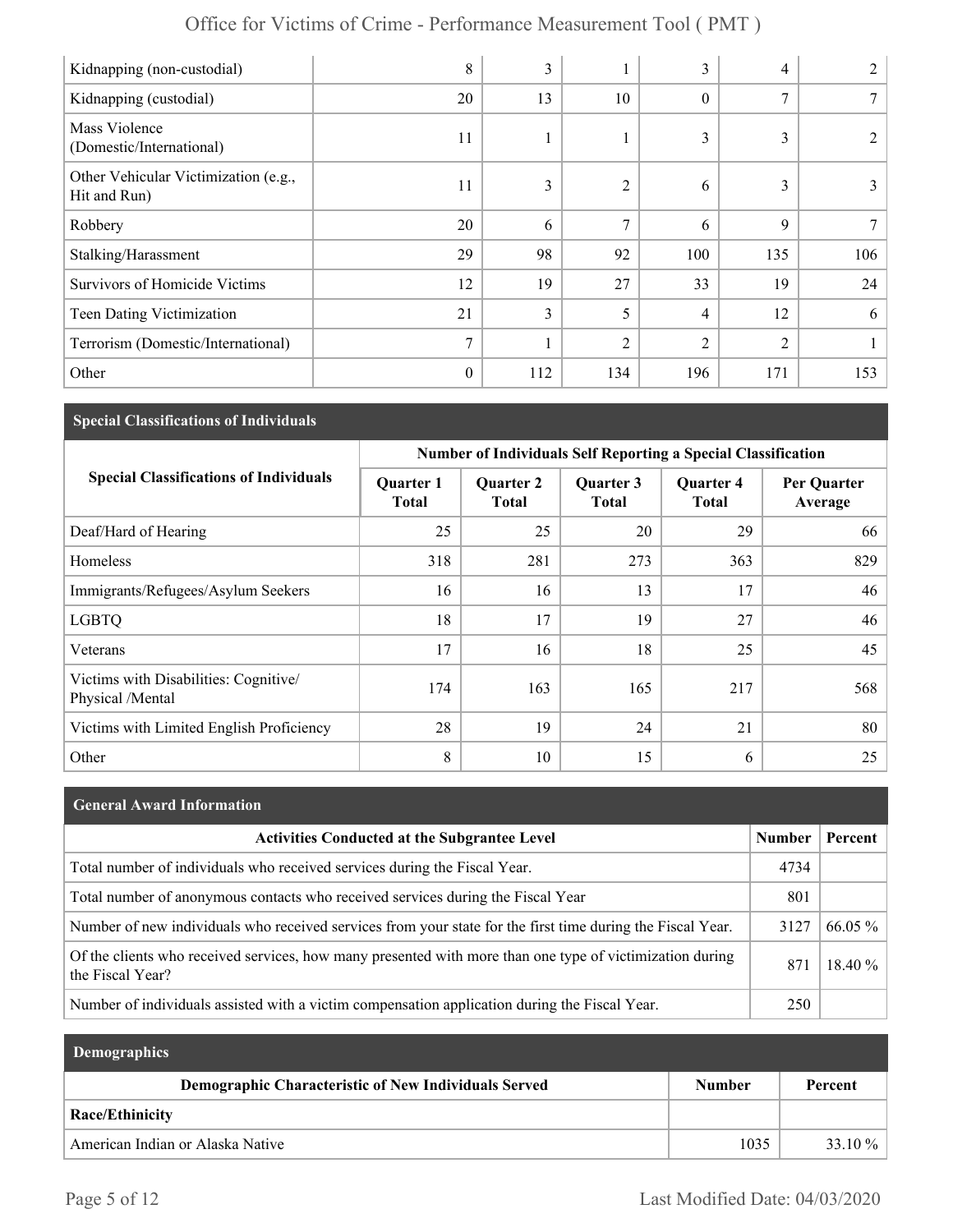| | | | | | |
|---|---|---|---|---|---|
| Kidnapping (non-custodial) | 8 | 3 | 1 | 3 | 4 | 2 |
| Kidnapping (custodial) | 20 | 13 | 10 | 0 | 7 | 7 |
| Mass Violence (Domestic/International) | 11 | 1 | 1 | 3 | 3 | 2 |
| Other Vehicular Victimization (e.g., Hit and Run) | 11 | 3 | 2 | 6 | 3 | 3 |
| Robbery | 20 | 6 | 7 | 6 | 9 | 7 |
| Stalking/Harassment | 29 | 98 | 92 | 100 | 135 | 106 |
| Survivors of Homicide Victims | 12 | 19 | 27 | 33 | 19 | 24 |
| Teen Dating Victimization | 21 | 3 | 5 | 4 | 12 | 6 |
| Terrorism (Domestic/International) | 7 | 1 | 2 | 2 | 2 | 1 |
| Other | 0 | 112 | 134 | 196 | 171 | 153 |

## Special Classifications of Individuals

| Special Classifications of Individuals | Number of Individuals Self Reporting a Special Classification | | | | |
|---|---|---|---|---|---|
| | Quarter 1 Total | Quarter 2 Total | Quarter 3 Total | Quarter 4 Total | Per Quarter Average |
| Deaf/Hard of Hearing | 25 | 25 | 20 | 29 | 66 |
| Homeless | 318 | 281 | 273 | 363 | 829 |
| Immigrants/Refugees/Asylum Seekers | 16 | 16 | 13 | 17 | 46 |
| LGBTQ | 18 | 17 | 19 | 27 | 46 |
| Veterans | 17 | 16 | 18 | 25 | 45 |
| Victims with Disabilities: Cognitive/ Physical /Mental | 174 | 163 | 165 | 217 | 568 |
| Victims with Limited English Proficiency | 28 | 19 | 24 | 21 | 80 |
| Other | 8 | 10 | 15 | 6 | 25 |

## General Award Information

| Activities Conducted at the Subgrantee Level | Number | Percent |
|---|---|---|
| Total number of individuals who received services during the Fiscal Year. | 4734 | |
| Total number of anonymous contacts who received services during the Fiscal Year | 801 | |
| Number of new individuals who received services from your state for the first time during the Fiscal Year. | 3127 | 66.05 % |
| Of the clients who received services, how many presented with more than one type of victimization during the Fiscal Year? | 871 | 18.40 % |
| Number of individuals assisted with a victim compensation application during the Fiscal Year. | 250 | |

## Demographics

| Demographic Characteristic of New Individuals Served | Number | Percent |
|---|---|---|
| **Race/Ethinicity** | | |
| American Indian or Alaska Native | 1035 | 33.10 % |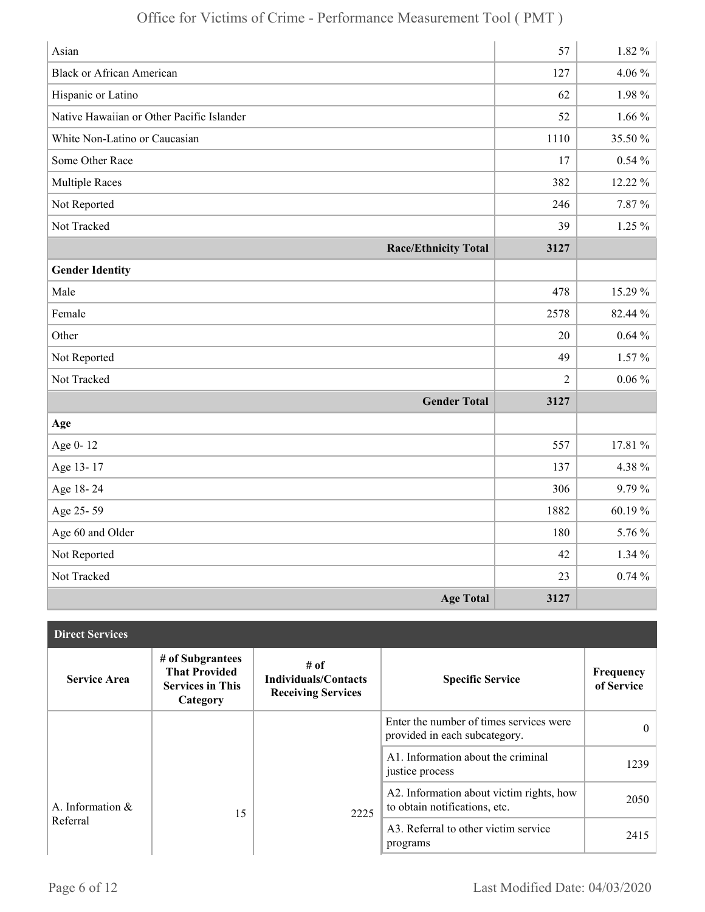| | | |
|---|---|---|
| Asian | 57 | 1.82 % |
| Black or African American | 127 | 4.06 % |
| Hispanic or Latino | 62 | 1.98 % |
| Native Hawaiian or Other Pacific Islander | 52 | 1.66 % |
| White Non-Latino or Caucasian | 1110 | 35.50 % |
| Some Other Race | 17 | 0.54 % |
| Multiple Races | 382 | 12.22 % |
| Not Reported | 246 | 7.87 % |
| Not Tracked | 39 | 1.25 % |
| **Race/Ethnicity Total** | **3127** | |
| **Gender Identity** | | |
| Male | 478 | 15.29 % |
| Female | 2578 | 82.44 % |
| Other | 20 | 0.64 % |
| Not Reported | 49 | 1.57 % |
| Not Tracked | 2 | 0.06 % |
| **Gender Total** | **3127** | |
| **Age** | | |
| Age 0- 12 | 557 | 17.81 % |
| Age 13- 17 | 137 | 4.38 % |
| Age 18- 24 | 306 | 9.79 % |
| Age 25- 59 | 1882 | 60.19 % |
| Age 60 and Older | 180 | 5.76 % |
| Not Reported | 42 | 1.34 % |
| Not Tracked | 23 | 0.74 % |
| **Age Total** | **3127** | |

## Direct Services

| Service Area | # of Subgrantees That Provided Services in This Category | # of Individuals/Contacts Receiving Services | Specific Service | Frequency of Service |
|---|---|---|---|---|
| A. Information & Referral | 15 | 2225 | Enter the number of times services were provided in each subcategory. | 0 |
| | | | A1. Information about the criminal justice process | 1239 |
| | | | A2. Information about victim rights, how to obtain notifications, etc. | 2050 |
| | | | A3. Referral to other victim service programs | 2415 |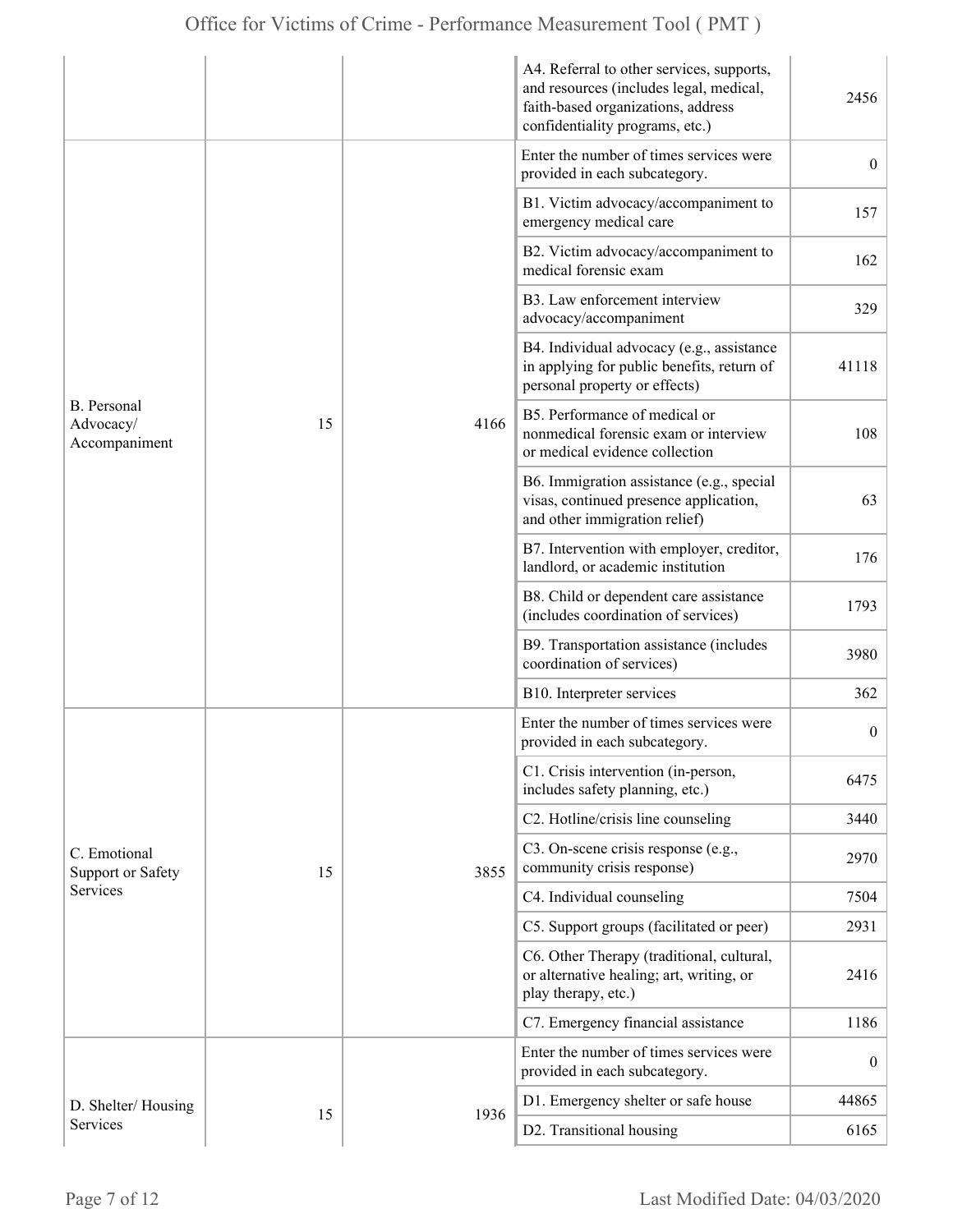| | | | | |
|---|---|---|---|---|
| | | | A4. Referral to other services, supports, and resources (includes legal, medical, faith-based organizations, address confidentiality programs, etc.) | 2456 |
| B. Personal Advocacy/ Accompaniment | 15 | 4166 | Enter the number of times services were provided in each subcategory. | 0 |
| | | | B1. Victim advocacy/accompaniment to emergency medical care | 157 |
| | | | B2. Victim advocacy/accompaniment to medical forensic exam | 162 |
| | | | B3. Law enforcement interview advocacy/accompaniment | 329 |
| | | | B4. Individual advocacy (e.g., assistance in applying for public benefits, return of personal property or effects) | 41118 |
| | | | B5. Performance of medical or nonmedical forensic exam or interview or medical evidence collection | 108 |
| | | | B6. Immigration assistance (e.g., special visas, continued presence application, and other immigration relief) | 63 |
| | | | B7. Intervention with employer, creditor, landlord, or academic institution | 176 |
| | | | B8. Child or dependent care assistance (includes coordination of services) | 1793 |
| | | | B9. Transportation assistance (includes coordination of services) | 3980 |
| | | | B10. Interpreter services | 362 |
| C. Emotional Support or Safety Services | 15 | 3855 | Enter the number of times services were provided in each subcategory. | 0 |
| | | | C1. Crisis intervention (in-person, includes safety planning, etc.) | 6475 |
| | | | C2. Hotline/crisis line counseling | 3440 |
| | | | C3. On-scene crisis response (e.g., community crisis response) | 2970 |
| | | | C4. Individual counseling | 7504 |
| | | | C5. Support groups (facilitated or peer) | 2931 |
| | | | C6. Other Therapy (traditional, cultural, or alternative healing; art, writing, or play therapy, etc.) | 2416 |
| | | | C7. Emergency financial assistance | 1186 |
| D. Shelter/ Housing Services | 15 | 1936 | Enter the number of times services were provided in each subcategory. | 0 |
| | | | D1. Emergency shelter or safe house | 44865 |
| | | | D2. Transitional housing | 6165 |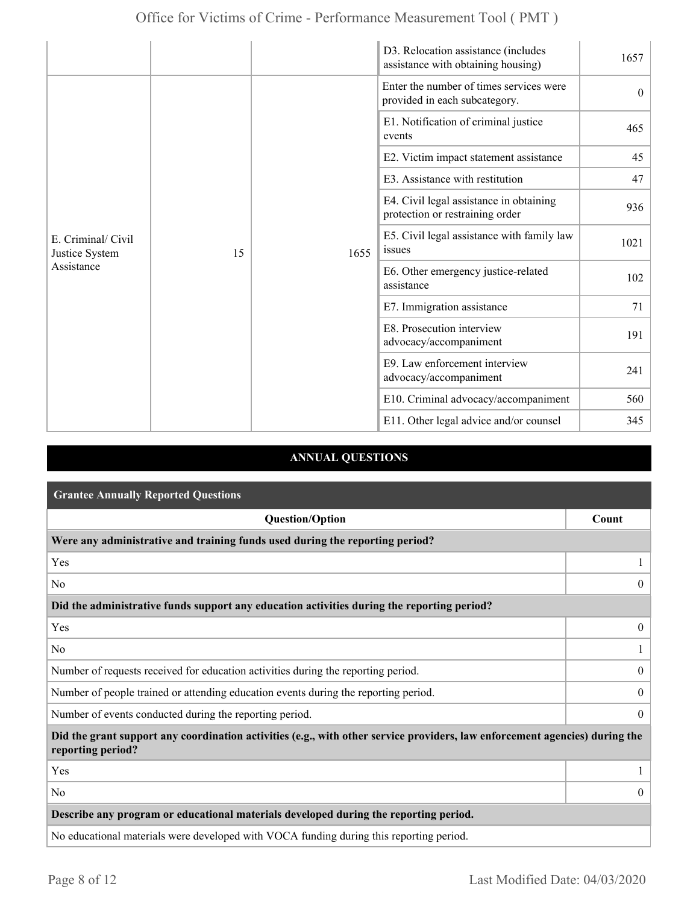| | | | | |
|---|---|---|---|---|
| | | | D3. Relocation assistance (includes assistance with obtaining housing) | 1657 |
| E. Criminal/ Civil Justice System Assistance | 15 | 1655 | Enter the number of times services were provided in each subcategory. | 0 |
| | | | E1. Notification of criminal justice events | 465 |
| | | | E2. Victim impact statement assistance | 45 |
| | | | E3. Assistance with restitution | 47 |
| | | | E4. Civil legal assistance in obtaining protection or restraining order | 936 |
| | | | E5. Civil legal assistance with family law issues | 1021 |
| | | | E6. Other emergency justice-related assistance | 102 |
| | | | E7. Immigration assistance | 71 |
| | | | E8. Prosecution interview advocacy/accompaniment | 191 |
| | | | E9. Law enforcement interview advocacy/accompaniment | 241 |
| | | | E10. Criminal advocacy/accompaniment | 560 |
| | | | E11. Other legal advice and/or counsel | 345 |

## ANNUAL QUESTIONS

### Grantee Annually Reported Questions

| Question/Option | Count |
|---|---|
| **Were any administrative and training funds used during the reporting period?** | |
| Yes | 1 |
| No | 0 |
| **Did the administrative funds support any education activities during the reporting period?** | |
| Yes | 0 |
| No | 1 |
| Number of requests received for education activities during the reporting period. | 0 |
| Number of people trained or attending education events during the reporting period. | 0 |
| Number of events conducted during the reporting period. | 0 |
| **Did the grant support any coordination activities (e.g., with other service providers, law enforcement agencies) during the reporting period?** | |
| Yes | 1 |
| No | 0 |
| **Describe any program or educational materials developed during the reporting period.** | |
| No educational materials were developed with VOCA funding during this reporting period. | |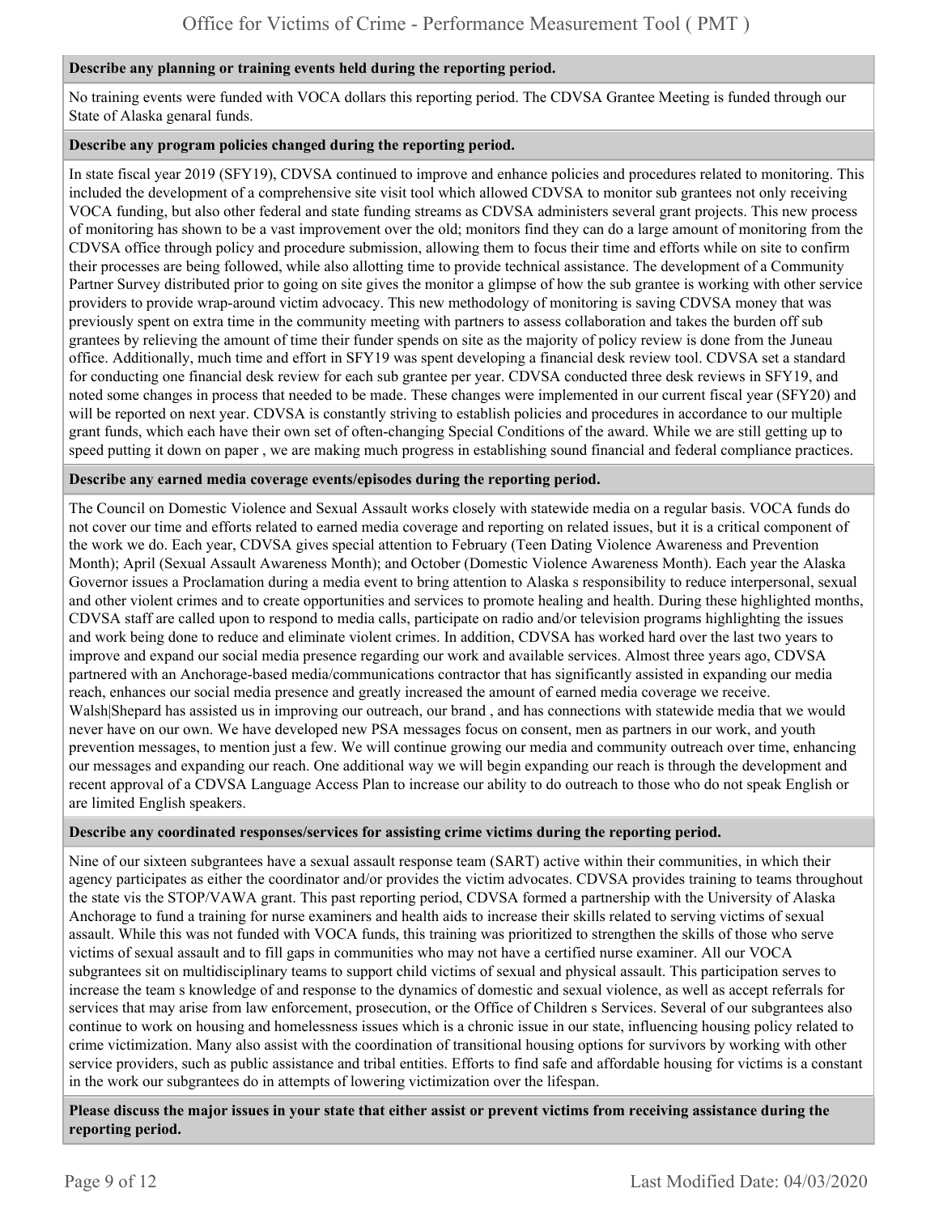**Describe any planning or training events held during the reporting period.**

No training events were funded with VOCA dollars this reporting period. The CDVSA Grantee Meeting is funded through our State of Alaska genaral funds.

**Describe any program policies changed during the reporting period.**

In state fiscal year 2019 (SFY19), CDVSA continued to improve and enhance policies and procedures related to monitoring. This included the development of a comprehensive site visit tool which allowed CDVSA to monitor sub grantees not only receiving VOCA funding, but also other federal and state funding streams as CDVSA administers several grant projects. This new process of monitoring has shown to be a vast improvement over the old; monitors find they can do a large amount of monitoring from the CDVSA office through policy and procedure submission, allowing them to focus their time and efforts while on site to confirm their processes are being followed, while also allotting time to provide technical assistance. The development of a Community Partner Survey distributed prior to going on site gives the monitor a glimpse of how the sub grantee is working with other service providers to provide wrap-around victim advocacy. This new methodology of monitoring is saving CDVSA money that was previously spent on extra time in the community meeting with partners to assess collaboration and takes the burden off sub grantees by relieving the amount of time their funder spends on site as the majority of policy review is done from the Juneau office. Additionally, much time and effort in SFY19 was spent developing a financial desk review tool. CDVSA set a standard for conducting one financial desk review for each sub grantee per year. CDVSA conducted three desk reviews in SFY19, and noted some changes in process that needed to be made. These changes were implemented in our current fiscal year (SFY20) and will be reported on next year. CDVSA is constantly striving to establish policies and procedures in accordance to our multiple grant funds, which each have their own set of often-changing Special Conditions of the award. While we are still getting up to speed putting it down on paper , we are making much progress in establishing sound financial and federal compliance practices.

**Describe any earned media coverage events/episodes during the reporting period.**

The Council on Domestic Violence and Sexual Assault works closely with statewide media on a regular basis. VOCA funds do not cover our time and efforts related to earned media coverage and reporting on related issues, but it is a critical component of the work we do. Each year, CDVSA gives special attention to February (Teen Dating Violence Awareness and Prevention Month); April (Sexual Assault Awareness Month); and October (Domestic Violence Awareness Month). Each year the Alaska Governor issues a Proclamation during a media event to bring attention to Alaska s responsibility to reduce interpersonal, sexual and other violent crimes and to create opportunities and services to promote healing and health. During these highlighted months, CDVSA staff are called upon to respond to media calls, participate on radio and/or television programs highlighting the issues and work being done to reduce and eliminate violent crimes. In addition, CDVSA has worked hard over the last two years to improve and expand our social media presence regarding our work and available services. Almost three years ago, CDVSA partnered with an Anchorage-based media/communications contractor that has significantly assisted in expanding our media reach, enhances our social media presence and greatly increased the amount of earned media coverage we receive. Walsh|Shepard has assisted us in improving our outreach, our brand , and has connections with statewide media that we would never have on our own. We have developed new PSA messages focus on consent, men as partners in our work, and youth prevention messages, to mention just a few. We will continue growing our media and community outreach over time, enhancing our messages and expanding our reach. One additional way we will begin expanding our reach is through the development and recent approval of a CDVSA Language Access Plan to increase our ability to do outreach to those who do not speak English or are limited English speakers.

**Describe any coordinated responses/services for assisting crime victims during the reporting period.**

Nine of our sixteen subgrantees have a sexual assault response team (SART) active within their communities, in which their agency participates as either the coordinator and/or provides the victim advocates. CDVSA provides training to teams throughout the state vis the STOP/VAWA grant. This past reporting period, CDVSA formed a partnership with the University of Alaska Anchorage to fund a training for nurse examiners and health aids to increase their skills related to serving victims of sexual assault. While this was not funded with VOCA funds, this training was prioritized to strengthen the skills of those who serve victims of sexual assault and to fill gaps in communities who may not have a certified nurse examiner. All our VOCA subgrantees sit on multidisciplinary teams to support child victims of sexual and physical assault. This participation serves to increase the team s knowledge of and response to the dynamics of domestic and sexual violence, as well as accept referrals for services that may arise from law enforcement, prosecution, or the Office of Children s Services. Several of our subgrantees also continue to work on housing and homelessness issues which is a chronic issue in our state, influencing housing policy related to crime victimization. Many also assist with the coordination of transitional housing options for survivors by working with other service providers, such as public assistance and tribal entities. Efforts to find safe and affordable housing for victims is a constant in the work our subgrantees do in attempts of lowering victimization over the lifespan.

**Please discuss the major issues in your state that either assist or prevent victims from receiving assistance during the reporting period.**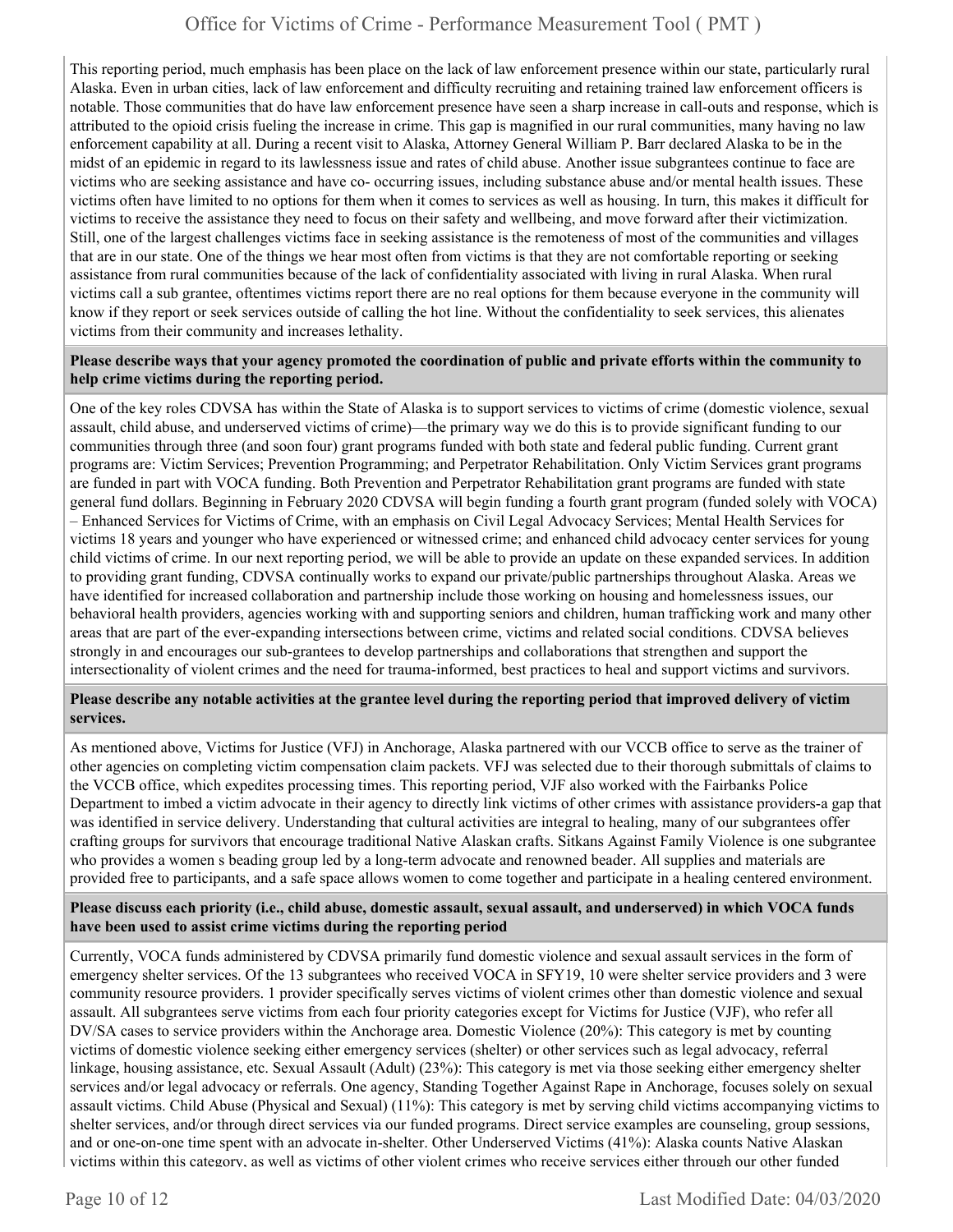This reporting period, much emphasis has been place on the lack of law enforcement presence within our state, particularly rural Alaska. Even in urban cities, lack of law enforcement and difficulty recruiting and retaining trained law enforcement officers is notable. Those communities that do have law enforcement presence have seen a sharp increase in call-outs and response, which is attributed to the opioid crisis fueling the increase in crime. This gap is magnified in our rural communities, many having no law enforcement capability at all. During a recent visit to Alaska, Attorney General William P. Barr declared Alaska to be in the midst of an epidemic in regard to its lawlessness issue and rates of child abuse. Another issue subgrantees continue to face are victims who are seeking assistance and have co- occurring issues, including substance abuse and/or mental health issues. These victims often have limited to no options for them when it comes to services as well as housing. In turn, this makes it difficult for victims to receive the assistance they need to focus on their safety and wellbeing, and move forward after their victimization. Still, one of the largest challenges victims face in seeking assistance is the remoteness of most of the communities and villages that are in our state. One of the things we hear most often from victims is that they are not comfortable reporting or seeking assistance from rural communities because of the lack of confidentiality associated with living in rural Alaska. When rural victims call a sub grantee, oftentimes victims report there are no real options for them because everyone in the community will know if they report or seek services outside of calling the hot line. Without the confidentiality to seek services, this alienates victims from their community and increases lethality.

**Please describe ways that your agency promoted the coordination of public and private efforts within the community to help crime victims during the reporting period.**

One of the key roles CDVSA has within the State of Alaska is to support services to victims of crime (domestic violence, sexual assault, child abuse, and underserved victims of crime)—the primary way we do this is to provide significant funding to our communities through three (and soon four) grant programs funded with both state and federal public funding. Current grant programs are: Victim Services; Prevention Programming; and Perpetrator Rehabilitation. Only Victim Services grant programs are funded in part with VOCA funding. Both Prevention and Perpetrator Rehabilitation grant programs are funded with state general fund dollars. Beginning in February 2020 CDVSA will begin funding a fourth grant program (funded solely with VOCA) – Enhanced Services for Victims of Crime, with an emphasis on Civil Legal Advocacy Services; Mental Health Services for victims 18 years and younger who have experienced or witnessed crime; and enhanced child advocacy center services for young child victims of crime. In our next reporting period, we will be able to provide an update on these expanded services. In addition to providing grant funding, CDVSA continually works to expand our private/public partnerships throughout Alaska. Areas we have identified for increased collaboration and partnership include those working on housing and homelessness issues, our behavioral health providers, agencies working with and supporting seniors and children, human trafficking work and many other areas that are part of the ever-expanding intersections between crime, victims and related social conditions. CDVSA believes strongly in and encourages our sub-grantees to develop partnerships and collaborations that strengthen and support the intersectionality of violent crimes and the need for trauma-informed, best practices to heal and support victims and survivors.

**Please describe any notable activities at the grantee level during the reporting period that improved delivery of victim services.**

As mentioned above, Victims for Justice (VFJ) in Anchorage, Alaska partnered with our VCCB office to serve as the trainer of other agencies on completing victim compensation claim packets. VFJ was selected due to their thorough submittals of claims to the VCCB office, which expedites processing times. This reporting period, VJF also worked with the Fairbanks Police Department to imbed a victim advocate in their agency to directly link victims of other crimes with assistance providers-a gap that was identified in service delivery. Understanding that cultural activities are integral to healing, many of our subgrantees offer crafting groups for survivors that encourage traditional Native Alaskan crafts. Sitkans Against Family Violence is one subgrantee who provides a women s beading group led by a long-term advocate and renowned beader. All supplies and materials are provided free to participants, and a safe space allows women to come together and participate in a healing centered environment.

**Please discuss each priority (i.e., child abuse, domestic assault, sexual assault, and underserved) in which VOCA funds have been used to assist crime victims during the reporting period**

Currently, VOCA funds administered by CDVSA primarily fund domestic violence and sexual assault services in the form of emergency shelter services. Of the 13 subgrantees who received VOCA in SFY19, 10 were shelter service providers and 3 were community resource providers. 1 provider specifically serves victims of violent crimes other than domestic violence and sexual assault. All subgrantees serve victims from each four priority categories except for Victims for Justice (VJF), who refer all DV/SA cases to service providers within the Anchorage area. Domestic Violence (20%): This category is met by counting victims of domestic violence seeking either emergency services (shelter) or other services such as legal advocacy, referral linkage, housing assistance, etc. Sexual Assault (Adult) (23%): This category is met via those seeking either emergency shelter services and/or legal advocacy or referrals. One agency, Standing Together Against Rape in Anchorage, focuses solely on sexual assault victims. Child Abuse (Physical and Sexual) (11%): This category is met by serving child victims accompanying victims to shelter services, and/or through direct services via our funded programs. Direct service examples are counseling, group sessions, and or one-on-one time spent with an advocate in-shelter. Other Underserved Victims (41%): Alaska counts Native Alaskan victims within this category, as well as victims of other violent crimes who receive services either through our other funded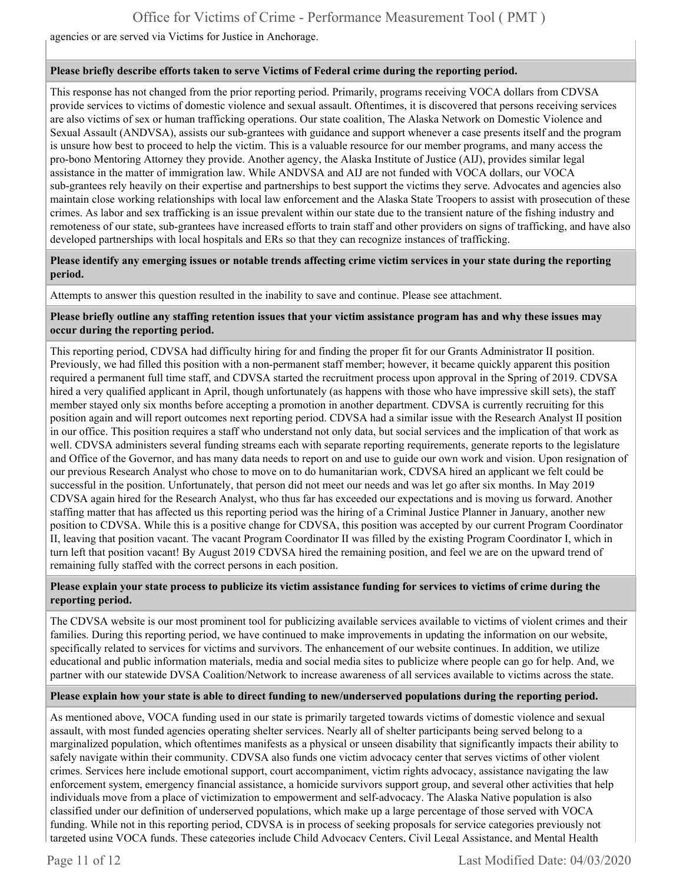agencies or are served via Victims for Justice in Anchorage.

**Please briefly describe efforts taken to serve Victims of Federal crime during the reporting period.**

This response has not changed from the prior reporting period. Primarily, programs receiving VOCA dollars from CDVSA provide services to victims of domestic violence and sexual assault. Oftentimes, it is discovered that persons receiving services are also victims of sex or human trafficking operations. Our state coalition, The Alaska Network on Domestic Violence and Sexual Assault (ANDVSA), assists our sub-grantees with guidance and support whenever a case presents itself and the program is unsure how best to proceed to help the victim. This is a valuable resource for our member programs, and many access the pro-bono Mentoring Attorney they provide. Another agency, the Alaska Institute of Justice (AIJ), provides similar legal assistance in the matter of immigration law. While ANDVSA and AIJ are not funded with VOCA dollars, our VOCA sub-grantees rely heavily on their expertise and partnerships to best support the victims they serve. Advocates and agencies also maintain close working relationships with local law enforcement and the Alaska State Troopers to assist with prosecution of these crimes. As labor and sex trafficking is an issue prevalent within our state due to the transient nature of the fishing industry and remoteness of our state, sub-grantees have increased efforts to train staff and other providers on signs of trafficking, and have also developed partnerships with local hospitals and ERs so that they can recognize instances of trafficking.

**Please identify any emerging issues or notable trends affecting crime victim services in your state during the reporting period.**

Attempts to answer this question resulted in the inability to save and continue. Please see attachment.

**Please briefly outline any staffing retention issues that your victim assistance program has and why these issues may occur during the reporting period.**

This reporting period, CDVSA had difficulty hiring for and finding the proper fit for our Grants Administrator II position. Previously, we had filled this position with a non-permanent staff member; however, it became quickly apparent this position required a permanent full time staff, and CDVSA started the recruitment process upon approval in the Spring of 2019. CDVSA hired a very qualified applicant in April, though unfortunately (as happens with those who have impressive skill sets), the staff member stayed only six months before accepting a promotion in another department. CDVSA is currently recruiting for this position again and will report outcomes next reporting period. CDVSA had a similar issue with the Research Analyst II position in our office. This position requires a staff who understand not only data, but social services and the implication of that work as well. CDVSA administers several funding streams each with separate reporting requirements, generate reports to the legislature and Office of the Governor, and has many data needs to report on and use to guide our own work and vision. Upon resignation of our previous Research Analyst who chose to move on to do humanitarian work, CDVSA hired an applicant we felt could be successful in the position. Unfortunately, that person did not meet our needs and was let go after six months. In May 2019 CDVSA again hired for the Research Analyst, who thus far has exceeded our expectations and is moving us forward. Another staffing matter that has affected us this reporting period was the hiring of a Criminal Justice Planner in January, another new position to CDVSA. While this is a positive change for CDVSA, this position was accepted by our current Program Coordinator II, leaving that position vacant. The vacant Program Coordinator II was filled by the existing Program Coordinator I, which in turn left that position vacant! By August 2019 CDVSA hired the remaining position, and feel we are on the upward trend of remaining fully staffed with the correct persons in each position.

**Please explain your state process to publicize its victim assistance funding for services to victims of crime during the reporting period.**

The CDVSA website is our most prominent tool for publicizing available services available to victims of violent crimes and their families. During this reporting period, we have continued to make improvements in updating the information on our website, specifically related to services for victims and survivors. The enhancement of our website continues. In addition, we utilize educational and public information materials, media and social media sites to publicize where people can go for help. And, we partner with our statewide DVSA Coalition/Network to increase awareness of all services available to victims across the state.

**Please explain how your state is able to direct funding to new/underserved populations during the reporting period.**

As mentioned above, VOCA funding used in our state is primarily targeted towards victims of domestic violence and sexual assault, with most funded agencies operating shelter services. Nearly all of shelter participants being served belong to a marginalized population, which oftentimes manifests as a physical or unseen disability that significantly impacts their ability to safely navigate within their community. CDVSA also funds one victim advocacy center that serves victims of other violent crimes. Services here include emotional support, court accompaniment, victim rights advocacy, assistance navigating the law enforcement system, emergency financial assistance, a homicide survivors support group, and several other activities that help individuals move from a place of victimization to empowerment and self-advocacy. The Alaska Native population is also classified under our definition of underserved populations, which make up a large percentage of those served with VOCA funding. While not in this reporting period, CDVSA is in process of seeking proposals for service categories previously not targeted using VOCA funds. These categories include Child Advocacy Centers, Civil Legal Assistance, and Mental Health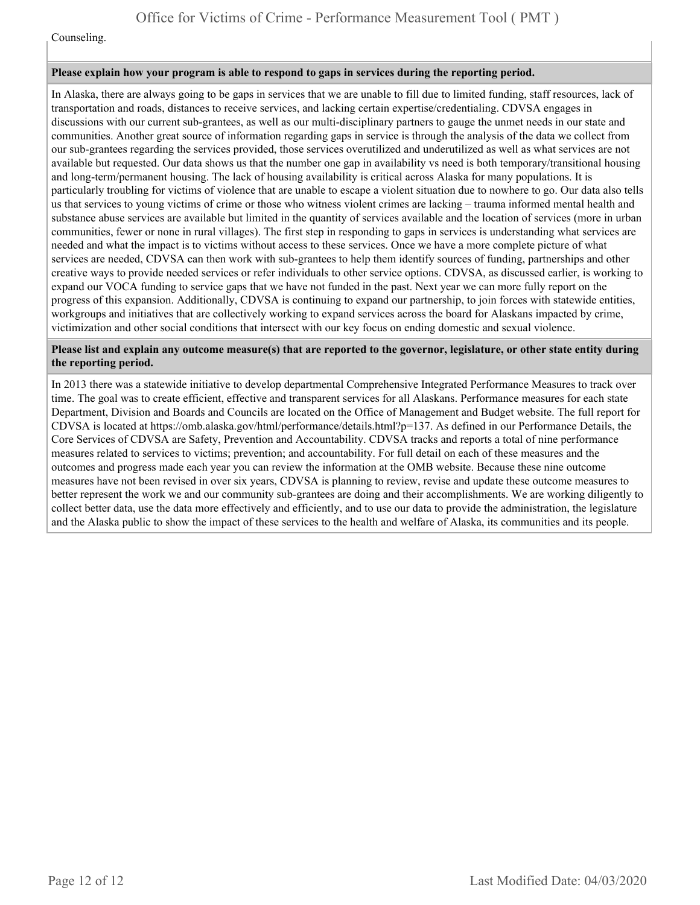Counseling.

**Please explain how your program is able to respond to gaps in services during the reporting period.**

In Alaska, there are always going to be gaps in services that we are unable to fill due to limited funding, staff resources, lack of transportation and roads, distances to receive services, and lacking certain expertise/credentialing. CDVSA engages in discussions with our current sub-grantees, as well as our multi-disciplinary partners to gauge the unmet needs in our state and communities. Another great source of information regarding gaps in service is through the analysis of the data we collect from our sub-grantees regarding the services provided, those services overutilized and underutilized as well as what services are not available but requested. Our data shows us that the number one gap in availability vs need is both temporary/transitional housing and long-term/permanent housing. The lack of housing availability is critical across Alaska for many populations. It is particularly troubling for victims of violence that are unable to escape a violent situation due to nowhere to go. Our data also tells us that services to young victims of crime or those who witness violent crimes are lacking – trauma informed mental health and substance abuse services are available but limited in the quantity of services available and the location of services (more in urban communities, fewer or none in rural villages). The first step in responding to gaps in services is understanding what services are needed and what the impact is to victims without access to these services. Once we have a more complete picture of what services are needed, CDVSA can then work with sub-grantees to help them identify sources of funding, partnerships and other creative ways to provide needed services or refer individuals to other service options. CDVSA, as discussed earlier, is working to expand our VOCA funding to service gaps that we have not funded in the past. Next year we can more fully report on the progress of this expansion. Additionally, CDVSA is continuing to expand our partnership, to join forces with statewide entities, workgroups and initiatives that are collectively working to expand services across the board for Alaskans impacted by crime, victimization and other social conditions that intersect with our key focus on ending domestic and sexual violence.

**Please list and explain any outcome measure(s) that are reported to the governor, legislature, or other state entity during the reporting period.**

In 2013 there was a statewide initiative to develop departmental Comprehensive Integrated Performance Measures to track over time. The goal was to create efficient, effective and transparent services for all Alaskans. Performance measures for each state Department, Division and Boards and Councils are located on the Office of Management and Budget website. The full report for CDVSA is located at https://omb.alaska.gov/html/performance/details.html?p=137. As defined in our Performance Details, the Core Services of CDVSA are Safety, Prevention and Accountability. CDVSA tracks and reports a total of nine performance measures related to services to victims; prevention; and accountability. For full detail on each of these measures and the outcomes and progress made each year you can review the information at the OMB website. Because these nine outcome measures have not been revised in over six years, CDVSA is planning to review, revise and update these outcome measures to better represent the work we and our community sub-grantees are doing and their accomplishments. We are working diligently to collect better data, use the data more effectively and efficiently, and to use our data to provide the administration, the legislature and the Alaska public to show the impact of these services to the health and welfare of Alaska, its communities and its people.